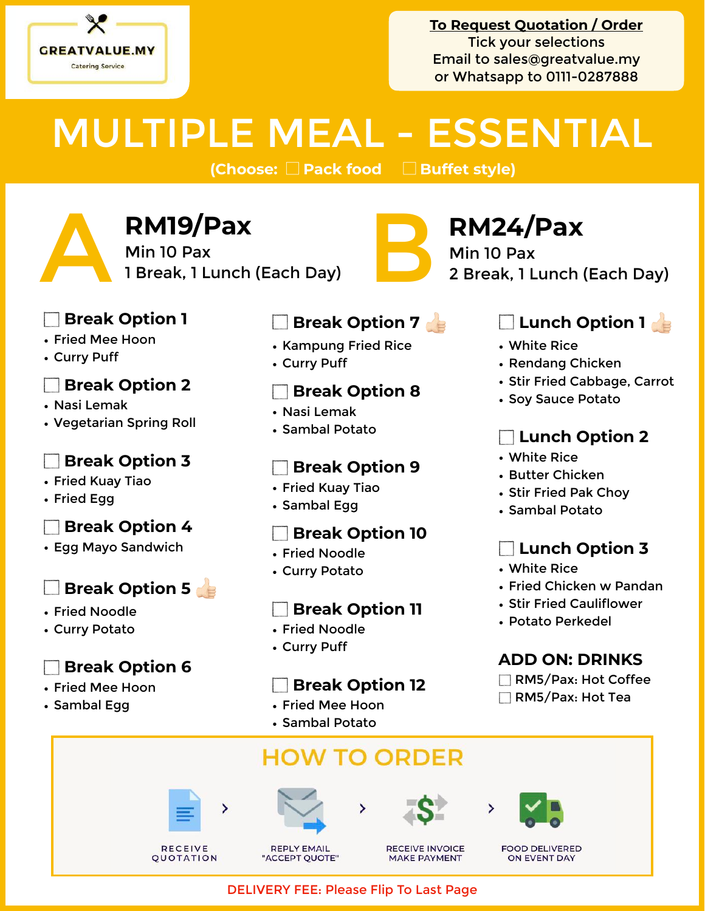GREATVALUE.MY
Catering Service

**To Request Quotation / Order**
Tick your selections
Email to sales@greatvalue.my
or Whatsapp to 0111-0287888

# MULTIPLE MEAL - ESSENTIAL

(Choose: ☐ Pack food ☐ Buffet style)

## A — RM19/Pax
Min 10 Pax
1 Break, 1 Lunch (Each Day)

## B — RM24/Pax
Min 10 Pax
2 Break, 1 Lunch (Each Day)

### ☐ Break Option 1
- Fried Mee Hoon
- Curry Puff

### ☐ Break Option 2
- Nasi Lemak
- Vegetarian Spring Roll

### ☐ Break Option 3
- Fried Kuay Tiao
- Fried Egg

### ☐ Break Option 4
- Egg Mayo Sandwich

### ☐ Break Option 5 👍
- Fried Noodle
- Curry Potato

### ☐ Break Option 6
- Fried Mee Hoon
- Sambal Egg

### ☐ Break Option 7 👍
- Kampung Fried Rice
- Curry Puff

### ☐ Break Option 8
- Nasi Lemak
- Sambal Potato

### ☐ Break Option 9
- Fried Kuay Tiao
- Sambal Egg

### ☐ Break Option 10
- Fried Noodle
- Curry Potato

### ☐ Break Option 11
- Fried Noodle
- Curry Puff

### ☐ Break Option 12
- Fried Mee Hoon
- Sambal Potato

### ☐ Lunch Option 1 👍
- White Rice
- Rendang Chicken
- Stir Fried Cabbage, Carrot
- Soy Sauce Potato

### ☐ Lunch Option 2
- White Rice
- Butter Chicken
- Stir Fried Pak Choy
- Sambal Potato

### ☐ Lunch Option 3
- White Rice
- Fried Chicken w Pandan
- Stir Fried Cauliflower
- Potato Perkedel

### ADD ON: DRINKS
☐ RM5/Pax: Hot Coffee
☐ RM5/Pax: Hot Tea

## HOW TO ORDER

RECEIVE QUOTATION › REPLY EMAIL "ACCEPT QUOTE" › RECEIVE INVOICE MAKE PAYMENT › FOOD DELIVERED ON EVENT DAY

DELIVERY FEE: Please Flip To Last Page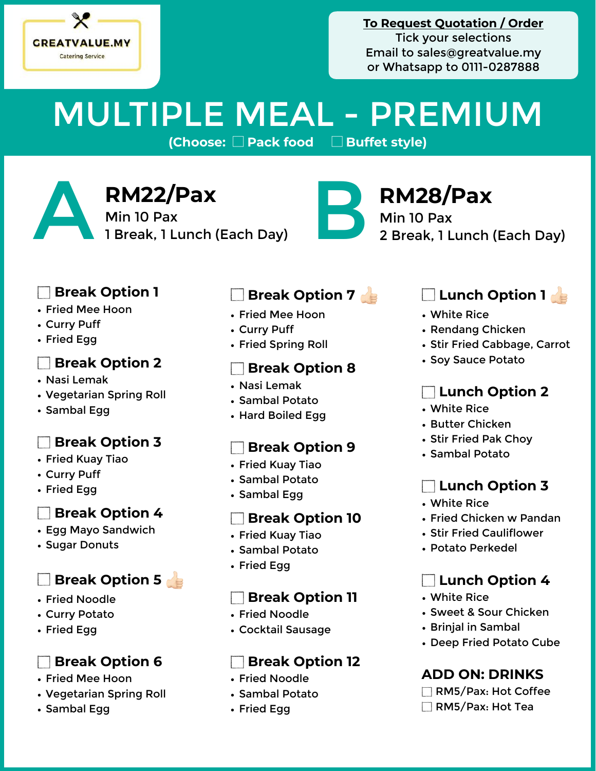GREATVALUE.MY
Catering Service

**To Request Quotation / Order**
Tick your selections
Email to sales@greatvalue.my
or Whatsapp to 0111-0287888

# MULTIPLE MEAL - PREMIUM

**(Choose: ☐ Pack food ☐ Buffet style)**

## A

**RM22/Pax**
Min 10 Pax
1 Break, 1 Lunch (Each Day)

## B

**RM28/Pax**
Min 10 Pax
2 Break, 1 Lunch (Each Day)

### ☐ Break Option 1
- Fried Mee Hoon
- Curry Puff
- Fried Egg

### ☐ Break Option 2
- Nasi Lemak
- Vegetarian Spring Roll
- Sambal Egg

### ☐ Break Option 3
- Fried Kuay Tiao
- Curry Puff
- Fried Egg

### ☐ Break Option 4
- Egg Mayo Sandwich
- Sugar Donuts

### ☐ Break Option 5 👍
- Fried Noodle
- Curry Potato
- Fried Egg

### ☐ Break Option 6
- Fried Mee Hoon
- Vegetarian Spring Roll
- Sambal Egg

### ☐ Break Option 7 👍
- Fried Mee Hoon
- Curry Puff
- Fried Spring Roll

### ☐ Break Option 8
- Nasi Lemak
- Sambal Potato
- Hard Boiled Egg

### ☐ Break Option 9
- Fried Kuay Tiao
- Sambal Potato
- Sambal Egg

### ☐ Break Option 10
- Fried Kuay Tiao
- Sambal Potato
- Fried Egg

### ☐ Break Option 11
- Fried Noodle
- Cocktail Sausage

### ☐ Break Option 12
- Fried Noodle
- Sambal Potato
- Fried Egg

### ☐ Lunch Option 1 👍
- White Rice
- Rendang Chicken
- Stir Fried Cabbage, Carrot
- Soy Sauce Potato

### ☐ Lunch Option 2
- White Rice
- Butter Chicken
- Stir Fried Pak Choy
- Sambal Potato

### ☐ Lunch Option 3
- White Rice
- Fried Chicken w Pandan
- Stir Fried Cauliflower
- Potato Perkedel

### ☐ Lunch Option 4
- White Rice
- Sweet & Sour Chicken
- Brinjal in Sambal
- Deep Fried Potato Cube

### ADD ON: DRINKS
☐ RM5/Pax: Hot Coffee
☐ RM5/Pax: Hot Tea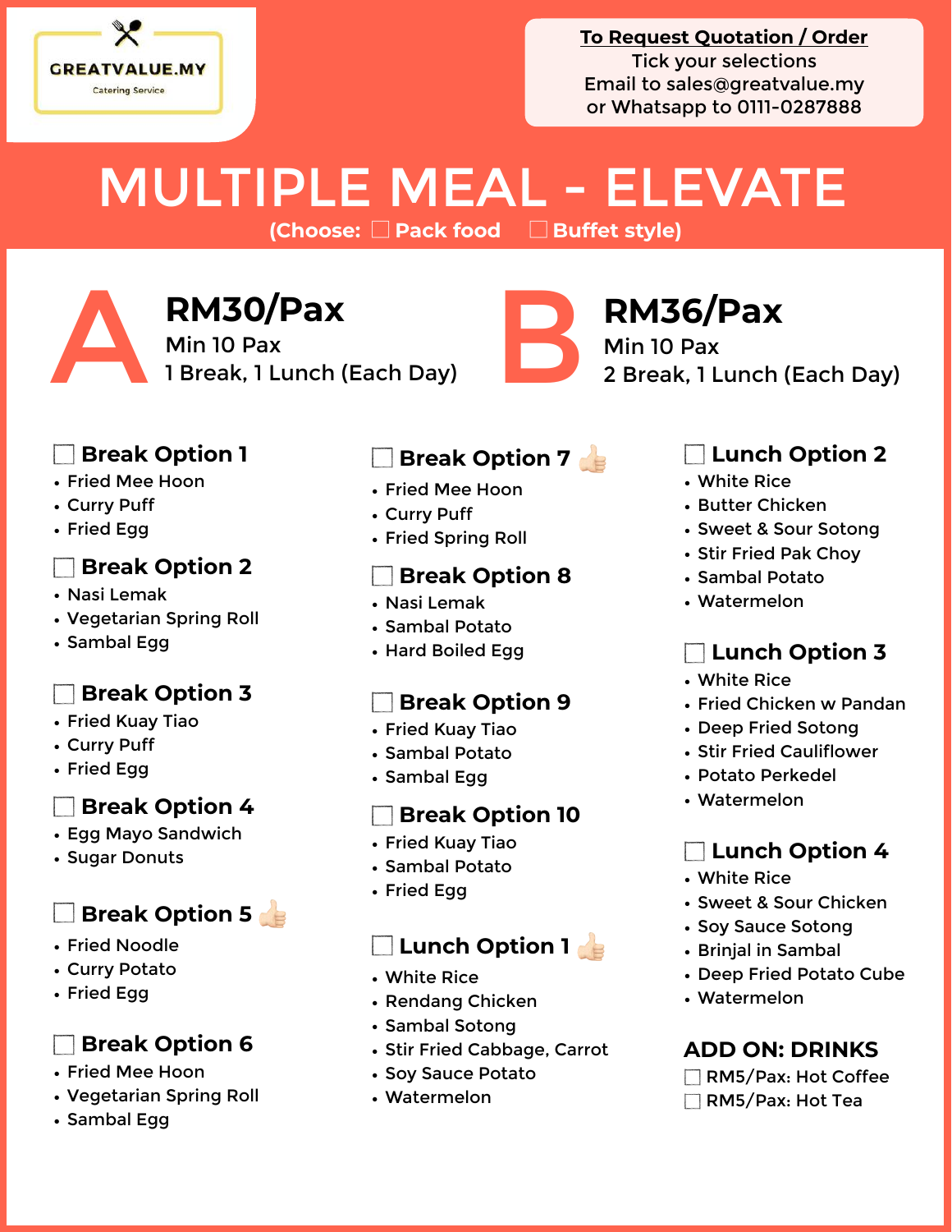GREATVALUE.MY

Catering Service

**To Request Quotation / Order**
Tick your selections
Email to sales@greatvalue.my
or Whatsapp to 0111-0287888

# MULTIPLE MEAL - ELEVATE

(Choose: ☐ Pack food ☐ Buffet style)

## A

**RM30/Pax**
Min 10 Pax
1 Break, 1 Lunch (Each Day)

## B

**RM36/Pax**
Min 10 Pax
2 Break, 1 Lunch (Each Day)

### ☐ Break Option 1

- Fried Mee Hoon
- Curry Puff
- Fried Egg

### ☐ Break Option 2

- Nasi Lemak
- Vegetarian Spring Roll
- Sambal Egg

### ☐ Break Option 3

- Fried Kuay Tiao
- Curry Puff
- Fried Egg

### ☐ Break Option 4

- Egg Mayo Sandwich
- Sugar Donuts

### ☐ Break Option 5 👍

- Fried Noodle
- Curry Potato
- Fried Egg

### ☐ Break Option 6

- Fried Mee Hoon
- Vegetarian Spring Roll
- Sambal Egg

### ☐ Break Option 7 👍

- Fried Mee Hoon
- Curry Puff
- Fried Spring Roll

### ☐ Break Option 8

- Nasi Lemak
- Sambal Potato
- Hard Boiled Egg

### ☐ Break Option 9

- Fried Kuay Tiao
- Sambal Potato
- Sambal Egg

### ☐ Break Option 10

- Fried Kuay Tiao
- Sambal Potato
- Fried Egg

### ☐ Lunch Option 1 👍

- White Rice
- Rendang Chicken
- Sambal Sotong
- Stir Fried Cabbage, Carrot
- Soy Sauce Potato
- Watermelon

### ☐ Lunch Option 2

- White Rice
- Butter Chicken
- Sweet & Sour Sotong
- Stir Fried Pak Choy
- Sambal Potato
- Watermelon

### ☐ Lunch Option 3

- White Rice
- Fried Chicken w Pandan
- Deep Fried Sotong
- Stir Fried Cauliflower
- Potato Perkedel
- Watermelon

### ☐ Lunch Option 4

- White Rice
- Sweet & Sour Chicken
- Soy Sauce Sotong
- Brinjal in Sambal
- Deep Fried Potato Cube
- Watermelon

### ADD ON: DRINKS

☐ RM5/Pax: Hot Coffee
☐ RM5/Pax: Hot Tea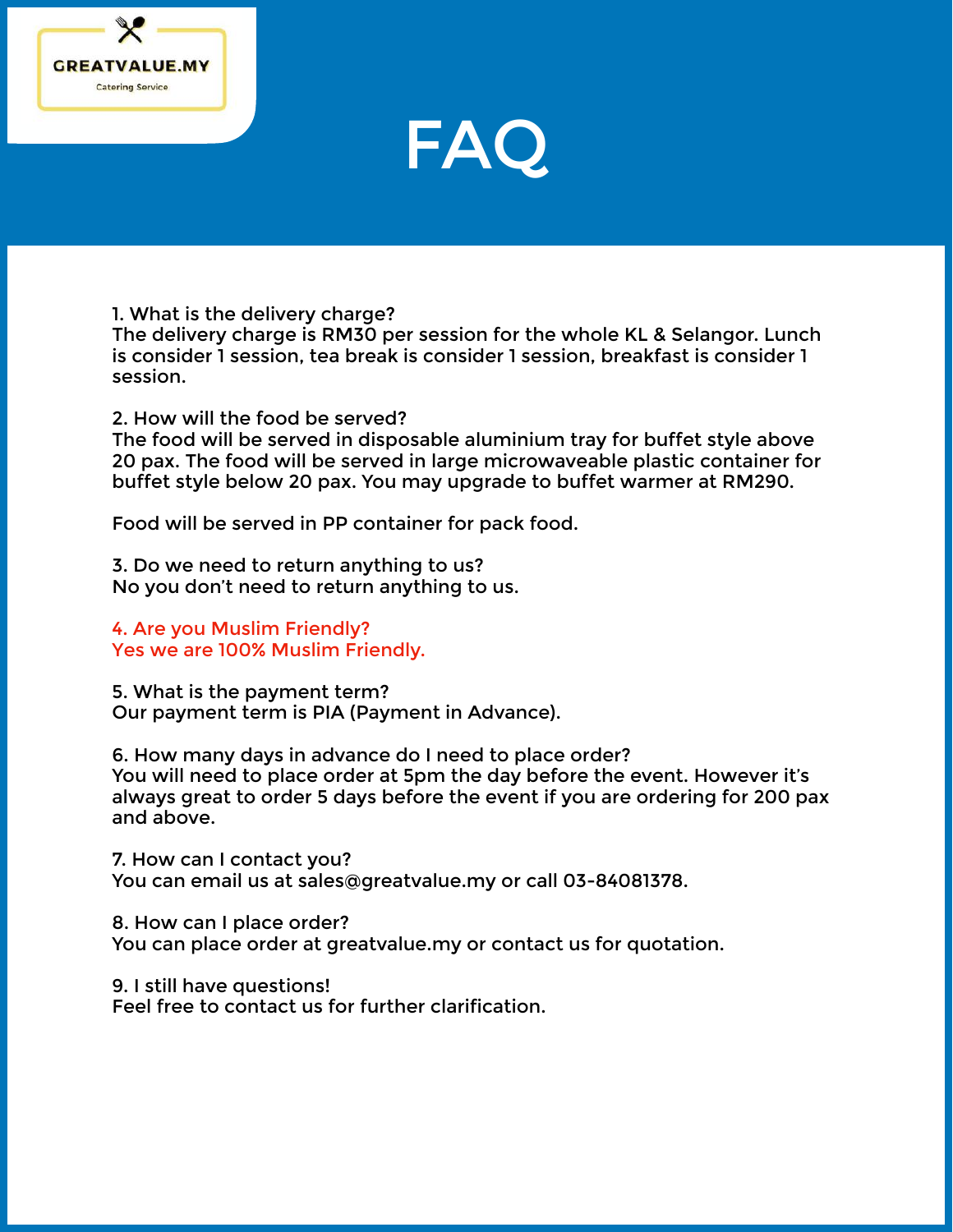GREATVALUE.MY

Catering Service

# FAQ

1. What is the delivery charge?
The delivery charge is RM30 per session for the whole KL & Selangor. Lunch is consider 1 session, tea break is consider 1 session, breakfast is consider 1 session.

2. How will the food be served?
The food will be served in disposable aluminium tray for buffet style above 20 pax. The food will be served in large microwaveable plastic container for buffet style below 20 pax. You may upgrade to buffet warmer at RM290.

Food will be served in PP container for pack food.

3. Do we need to return anything to us?
No you don't need to return anything to us.

4. Are you Muslim Friendly?
Yes we are 100% Muslim Friendly.

5. What is the payment term?
Our payment term is PIA (Payment in Advance).

6. How many days in advance do I need to place order?
You will need to place order at 5pm the day before the event. However it's always great to order 5 days before the event if you are ordering for 200 pax and above.

7. How can I contact you?
You can email us at sales@greatvalue.my or call 03-84081378.

8. How can I place order?
You can place order at greatvalue.my or contact us for quotation.

9. I still have questions!
Feel free to contact us for further clarification.